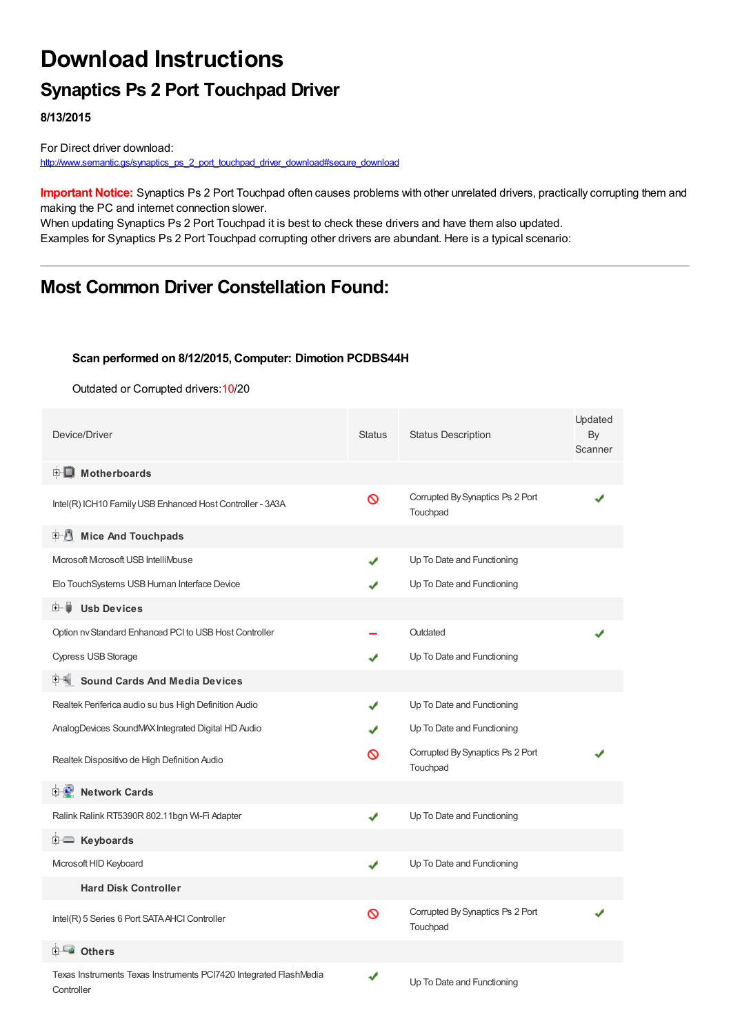# Download Instructions

## Synaptics Ps 2 Port Touchpad Driver

**8/13/2015**

For Direct driver download:
http://www.semantic.gs/synaptics_ps_2_port_touchpad_driver_download#secure_download

**Important Notice:** Synaptics Ps 2 Port Touchpad often causes problems with other unrelated drivers, practically corrupting them and making the PC and internet connection slower.
When updating Synaptics Ps 2 Port Touchpad it is best to check these drivers and have them also updated.
Examples for Synaptics Ps 2 Port Touchpad corrupting other drivers are abundant. Here is a typical scenario:

---

## Most Common Driver Constellation Found:

**Scan performed on 8/12/2015, Computer: Dimotion PCDBS44H**

Outdated or Corrupted drivers:10/20

| Device/Driver | Status | Status Description | Updated By Scanner |
|---|---|---|---|
| **Motherboards** | | | |
| Intel(R) ICH10 Family USB Enhanced Host Controller - 3A3A | ⦸ | Corrupted By Synaptics Ps 2 Port Touchpad | ✔ |
| **Mice And Touchpads** | | | |
| Microsoft Microsoft USB IntelliMouse | ✔ | Up To Date and Functioning | |
| Elo TouchSystems USB Human Interface Device | ✔ | Up To Date and Functioning | |
| **Usb Devices** | | | |
| Option nv Standard Enhanced PCI to USB Host Controller | – | Outdated | ✔ |
| Cypress USB Storage | ✔ | Up To Date and Functioning | |
| **Sound Cards And Media Devices** | | | |
| Realtek Periferica audio su bus High Definition Audio | ✔ | Up To Date and Functioning | |
| AnalogDevices SoundMAX Integrated Digital HD Audio | ✔ | Up To Date and Functioning | |
| Realtek Dispositivo de High Definition Audio | ⦸ | Corrupted By Synaptics Ps 2 Port Touchpad | ✔ |
| **Network Cards** | | | |
| Ralink Ralink RT5390R 802.11bgn Wi-Fi Adapter | ✔ | Up To Date and Functioning | |
| **Keyboards** | | | |
| Microsoft HID Keyboard | ✔ | Up To Date and Functioning | |
| **Hard Disk Controller** | | | |
| Intel(R) 5 Series 6 Port SATA AHCI Controller | ⦸ | Corrupted By Synaptics Ps 2 Port Touchpad | ✔ |
| **Others** | | | |
| Texas Instruments Texas Instruments PCI7420 Integrated FlashMedia Controller | ✔ | Up To Date and Functioning | |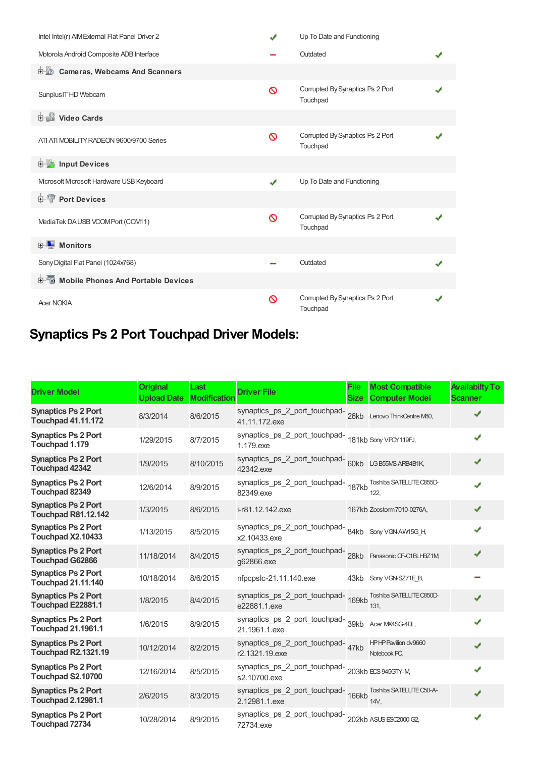| | | | |
|---|---|---|---|
| Intel Intel(r) AIMExternal Flat Panel Driver 2 | ✔ | Up To Date and Functioning | |
| Motorola Android Composite ADB Interface | – | Outdated | ✔ |
| **Cameras, Webcams And Scanners** | | | |
| SunplusIT HD Webcam | 🚫 | Corrupted By Synaptics Ps 2 Port Touchpad | ✔ |
| **Video Cards** | | | |
| ATI ATI MOBILITY RADEON 9600/9700 Series | 🚫 | Corrupted By Synaptics Ps 2 Port Touchpad | ✔ |
| **Input Devices** | | | |
| Microsoft Microsoft Hardware USB Keyboard | ✔ | Up To Date and Functioning | |
| **Port Devices** | | | |
| MediaTek DA USB VCOM Port (COM11) | 🚫 | Corrupted By Synaptics Ps 2 Port Touchpad | ✔ |
| **Monitors** | | | |
| Sony Digital Flat Panel (1024x768) | – | Outdated | ✔ |
| **Mobile Phones And Portable Devices** | | | |
| Acer NOKIA | 🚫 | Corrupted By Synaptics Ps 2 Port Touchpad | ✔ |

## Synaptics Ps 2 Port Touchpad Driver Models:

| Driver Model | Original Upload Date | Last Modification | Driver File | File Size | Most Compatible Computer Model | Availabilty To Scanner |
|---|---|---|---|---|---|---|
| **Synaptics Ps 2 Port Touchpad 41.11.172** | 8/3/2014 | 8/6/2015 | synaptics_ps_2_port_touchpad-41.11.172.exe | 26kb | Lenovo ThinkCentre M80, | ✔ |
| **Synaptics Ps 2 Port Touchpad 1.179** | 1/29/2015 | 8/7/2015 | synaptics_ps_2_port_touchpad-1.179.exe | 181kb | Sony VPCY119FJ, | ✔ |
| **Synaptics Ps 2 Port Touchpad 42342** | 1/9/2015 | 8/10/2015 | synaptics_ps_2_port_touchpad-42342.exe | 60kb | LG B55MS.ARB4B1K, | ✔ |
| **Synaptics Ps 2 Port Touchpad 82349** | 12/6/2014 | 8/9/2015 | synaptics_ps_2_port_touchpad-82349.exe | 187kb | Toshiba SATELLITE C855D-122, | ✔ |
| **Synaptics Ps 2 Port Touchpad R81.12.142** | 1/3/2015 | 8/6/2015 | i-r81.12.142.exe | 167kb | Zoostorm 7010-0276A, | ✔ |
| **Synaptics Ps 2 Port Touchpad X2.10433** | 1/13/2015 | 8/5/2015 | synaptics_ps_2_port_touchpad-x2.10433.exe | 84kb | Sony VGN-AW15G_H, | ✔ |
| **Synaptics Ps 2 Port Touchpad G62866** | 11/18/2014 | 8/4/2015 | synaptics_ps_2_port_touchpad-g62866.exe | 28kb | Panasonic CF-C1BLHBZ1M, | ✔ |
| **Synaptics Ps 2 Port Touchpad 21.11.140** | 10/18/2014 | 8/6/2015 | nfpcpslc-21.11.140.exe | 43kb | Sony VGN-SZ71E_B, | – |
| **Synaptics Ps 2 Port Touchpad E22881.1** | 1/8/2015 | 8/4/2015 | synaptics_ps_2_port_touchpad-e22881.1.exe | 169kb | Toshiba SATELLITE C850D-131, | ✔ |
| **Synaptics Ps 2 Port Touchpad 21.1961.1** | 1/6/2015 | 8/9/2015 | synaptics_ps_2_port_touchpad-21.1961.1.exe | 39kb | Acer MX4SG-4DL, | ✔ |
| **Synaptics Ps 2 Port Touchpad R2.1321.19** | 10/12/2014 | 8/2/2015 | synaptics_ps_2_port_touchpad-r2.1321.19.exe | 47kb | HP HP Pavilion dv9660 Notebook PC, | ✔ |
| **Synaptics Ps 2 Port Touchpad S2.10700** | 12/16/2014 | 8/5/2015 | synaptics_ps_2_port_touchpad-s2.10700.exe | 203kb | ECS 945GTY-M, | ✔ |
| **Synaptics Ps 2 Port Touchpad 2.12981.1** | 2/6/2015 | 8/3/2015 | synaptics_ps_2_port_touchpad-2.12981.1.exe | 166kb | Toshiba SATELLITE C50-A-14V, | ✔ |
| **Synaptics Ps 2 Port Touchpad 72734** | 10/28/2014 | 8/9/2015 | synaptics_ps_2_port_touchpad-72734.exe | 202kb | ASUS ESC2000 G2, | ✔ |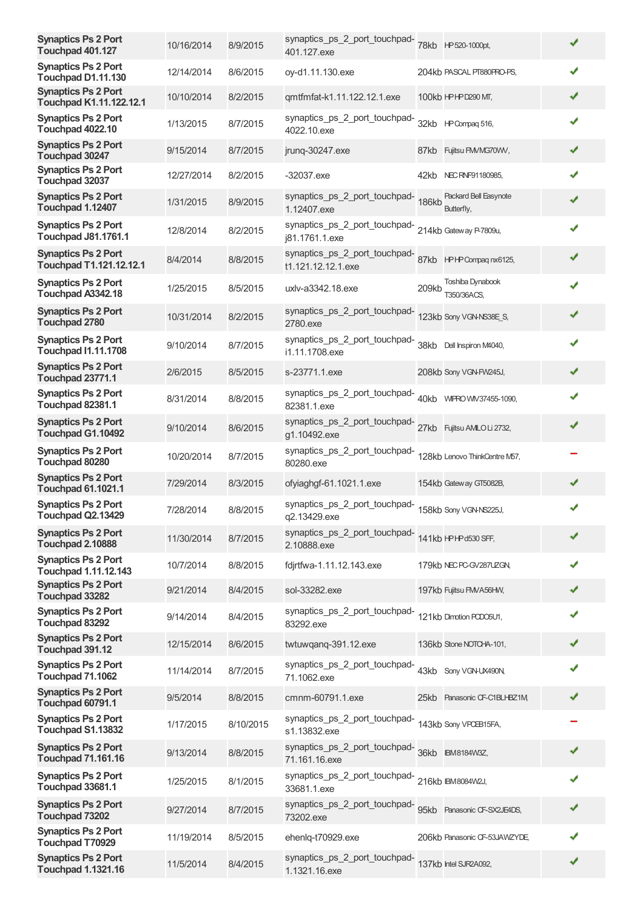| | | | | | | |
|---|---|---|---|---|---|---|
| **Synaptics Ps 2 Port Touchpad 401.127** | 10/16/2014 | 8/9/2015 | synaptics_ps_2_port_touchpad-401.127.exe | 78kb | HP 520-1000pt, | ✔ |
| **Synaptics Ps 2 Port Touchpad D1.11.130** | 12/14/2014 | 8/6/2015 | oy-d1.11.130.exe | 204kb | PASCAL PT880PRO-PS, | ✔ |
| **Synaptics Ps 2 Port Touchpad K1.11.122.12.1** | 10/10/2014 | 8/2/2015 | qmtfmfat-k1.11.122.12.1.exe | 100kb | HP HP D290 MT, | ✔ |
| **Synaptics Ps 2 Port Touchpad 4022.10** | 1/13/2015 | 8/7/2015 | synaptics_ps_2_port_touchpad-4022.10.exe | 32kb | HP Compaq 516, | ✔ |
| **Synaptics Ps 2 Port Touchpad 30247** | 9/15/2014 | 8/7/2015 | jrunq-30247.exe | 87kb | Fujitsu FMVMG70WV, | ✔ |
| **Synaptics Ps 2 Port Touchpad 32037** | 12/27/2014 | 8/2/2015 | -32037.exe | 42kb | NEC RNF91180985, | ✔ |
| **Synaptics Ps 2 Port Touchpad 1.12407** | 1/31/2015 | 8/9/2015 | synaptics_ps_2_port_touchpad-1.12407.exe | 186kb | Packard Bell Easynote Butterfly, | ✔ |
| **Synaptics Ps 2 Port Touchpad J81.1761.1** | 12/8/2014 | 8/2/2015 | synaptics_ps_2_port_touchpad-j81.1761.1.exe | 214kb | Gateway P-7809u, | ✔ |
| **Synaptics Ps 2 Port Touchpad T1.121.12.12.1** | 8/4/2014 | 8/8/2015 | synaptics_ps_2_port_touchpad-t1.121.12.12.1.exe | 87kb | HP HP Compaq nx6125, | ✔ |
| **Synaptics Ps 2 Port Touchpad A3342.18** | 1/25/2015 | 8/5/2015 | uxlv-a3342.18.exe | 209kb | Toshiba Dynabook T350/36ACS, | ✔ |
| **Synaptics Ps 2 Port Touchpad 2780** | 10/31/2014 | 8/2/2015 | synaptics_ps_2_port_touchpad-2780.exe | 123kb | Sony VGN-NS38E_S, | ✔ |
| **Synaptics Ps 2 Port Touchpad I1.11.1708** | 9/10/2014 | 8/7/2015 | synaptics_ps_2_port_touchpad-i1.11.1708.exe | 38kb | Dell Inspiron M4040, | ✔ |
| **Synaptics Ps 2 Port Touchpad 23771.1** | 2/6/2015 | 8/5/2015 | s-23771.1.exe | 208kb | Sony VGN-FW245J, | ✔ |
| **Synaptics Ps 2 Port Touchpad 82381.1** | 8/31/2014 | 8/8/2015 | synaptics_ps_2_port_touchpad-82381.1.exe | 40kb | WIPRO WIV37455-1090, | ✔ |
| **Synaptics Ps 2 Port Touchpad G1.10492** | 9/10/2014 | 8/6/2015 | synaptics_ps_2_port_touchpad-g1.10492.exe | 27kb | Fujitsu AMILO Li 2732, | ✔ |
| **Synaptics Ps 2 Port Touchpad 80280** | 10/20/2014 | 8/7/2015 | synaptics_ps_2_port_touchpad-80280.exe | 128kb | Lenovo ThinkCentre M57, | – |
| **Synaptics Ps 2 Port Touchpad 61.1021.1** | 7/29/2014 | 8/3/2015 | ofyiaghgf-61.1021.1.exe | 154kb | Gateway GT5082B, | ✔ |
| **Synaptics Ps 2 Port Touchpad Q2.13429** | 7/28/2014 | 8/8/2015 | synaptics_ps_2_port_touchpad-q2.13429.exe | 158kb | Sony VGN-NS225J, | ✔ |
| **Synaptics Ps 2 Port Touchpad 2.10888** | 11/30/2014 | 8/7/2015 | synaptics_ps_2_port_touchpad-2.10888.exe | 141kb | HP HP d530 SFF, | ✔ |
| **Synaptics Ps 2 Port Touchpad 1.11.12.143** | 10/7/2014 | 8/8/2015 | fdjrtfwa-1.11.12.143.exe | 179kb | NEC PC-GV287UZGN, | ✔ |
| **Synaptics Ps 2 Port Touchpad 33282** | 9/21/2014 | 8/4/2015 | sol-33282.exe | 197kb | Fujitsu FMVA56HW, | ✔ |
| **Synaptics Ps 2 Port Touchpad 83292** | 9/14/2014 | 8/4/2015 | synaptics_ps_2_port_touchpad-83292.exe | 121kb | Dimotion PCDO5U1, | ✔ |
| **Synaptics Ps 2 Port Touchpad 391.12** | 12/15/2014 | 8/6/2015 | twtuwqanq-391.12.exe | 136kb | Stone NOTCHA-101, | ✔ |
| **Synaptics Ps 2 Port Touchpad 71.1062** | 11/14/2014 | 8/7/2015 | synaptics_ps_2_port_touchpad-71.1062.exe | 43kb | Sony VGN-UX490N, | ✔ |
| **Synaptics Ps 2 Port Touchpad 60791.1** | 9/5/2014 | 8/8/2015 | cmnm-60791.1.exe | 25kb | Panasonic CF-C1BLHBZ1M, | ✔ |
| **Synaptics Ps 2 Port Touchpad S1.13832** | 1/17/2015 | 8/10/2015 | synaptics_ps_2_port_touchpad-s1.13832.exe | 143kb | Sony VPCEB15FA, | – |
| **Synaptics Ps 2 Port Touchpad 71.161.16** | 9/13/2014 | 8/8/2015 | synaptics_ps_2_port_touchpad-71.161.16.exe | 36kb | IBM 8184W3Z, | ✔ |
| **Synaptics Ps 2 Port Touchpad 33681.1** | 1/25/2015 | 8/1/2015 | synaptics_ps_2_port_touchpad-33681.1.exe | 216kb | IBM 8084W2J, | ✔ |
| **Synaptics Ps 2 Port Touchpad 73202** | 9/27/2014 | 8/7/2015 | synaptics_ps_2_port_touchpad-73202.exe | 95kb | Panasonic CF-SX2JE4DS, | ✔ |
| **Synaptics Ps 2 Port Touchpad T70929** | 11/19/2014 | 8/5/2015 | ehenlq-t70929.exe | 206kb | Panasonic CF-53JAWZYDE, | ✔ |
| **Synaptics Ps 2 Port Touchpad 1.1321.16** | 11/5/2014 | 8/4/2015 | synaptics_ps_2_port_touchpad-1.1321.16.exe | 137kb | Intel SJR2A092, | ✔ |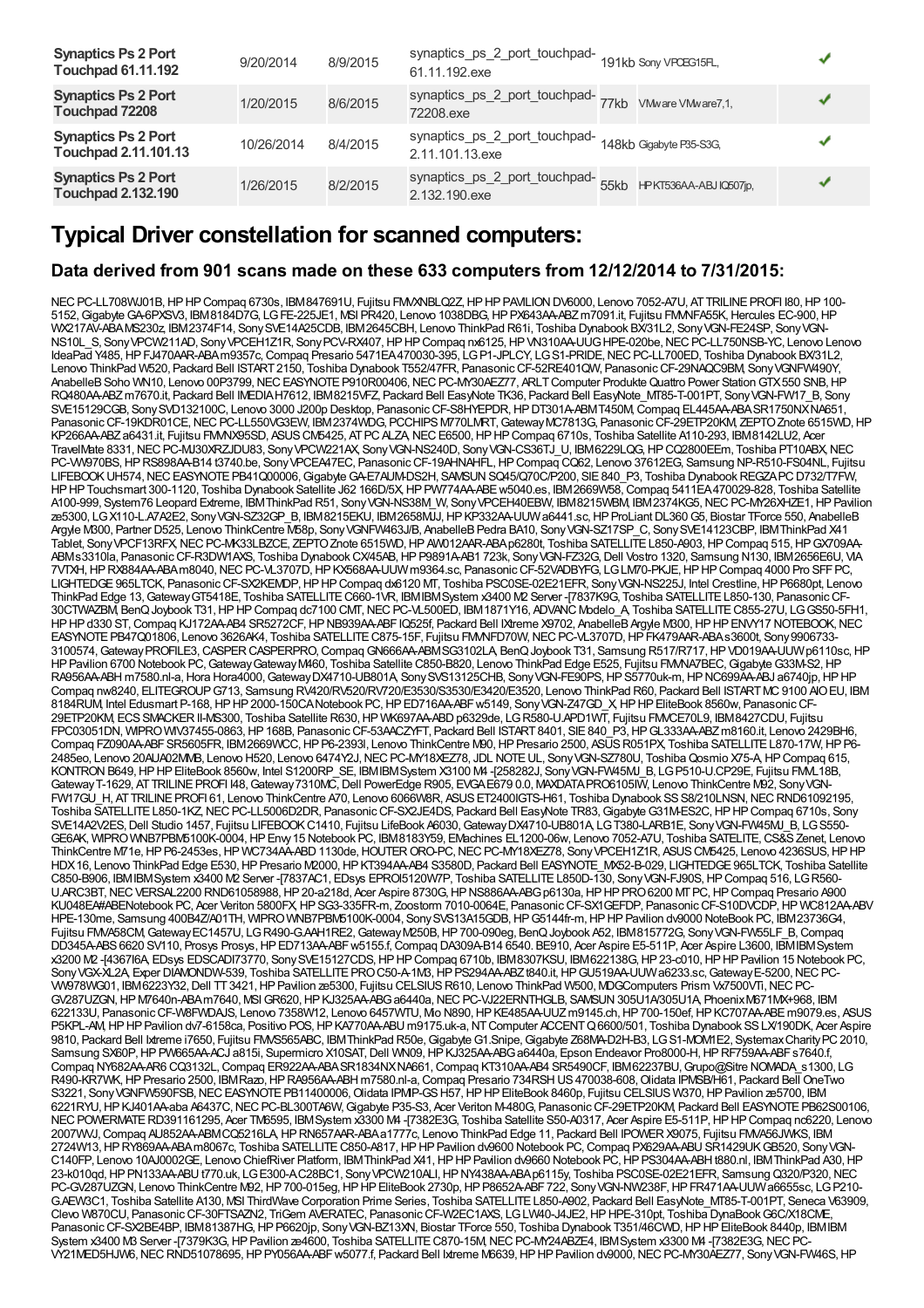| Synaptics Ps 2 Port Touchpad 61.11.192 | 9/20/2014 | 8/9/2015 | synaptics_ps_2_port_touchpad-61.11.192.exe | 191kb | Sony VPCEG15FL, | ✔ |
|---|---|---|---|---|---|---|
| **Synaptics Ps 2 Port Touchpad 72208** | 1/20/2015 | 8/6/2015 | synaptics_ps_2_port_touchpad-72208.exe | 77kb | VMware VMware7,1, | ✔ |
| **Synaptics Ps 2 Port Touchpad 2.11.101.13** | 10/26/2014 | 8/4/2015 | synaptics_ps_2_port_touchpad-2.11.101.13.exe | 148kb | Gigabyte P35-S3G, | ✔ |
| **Synaptics Ps 2 Port Touchpad 2.132.190** | 1/26/2015 | 8/2/2015 | synaptics_ps_2_port_touchpad-2.132.190.exe | 55kb | HP KT536AA-ABJ IQ507jp, | ✔ |

# Typical Driver constellation for scanned computers:

## Data derived from 901 scans made on these 633 computers from 12/12/2014 to 7/31/2015:

NEC PC-LL708WJ01B, HP HP Compaq 6730s, IBM 847691U, Fujitsu FMVXNBLQ2Z, HP HP PAVILION DV6000, Lenovo 7052-A7U, AT TRILINE PROFI I80, HP 100-5152, Gigabyte GA-6PXSV3, IBM 8184D7G, LG FE-225JE1, MSI PR420, Lenovo 1038DBG, HP PX643AA-ABZ m7091.it, Fujitsu FMVNFA55K, Hercules EC-900, HP WX217AV-ABA MS230z, IBM 2374F14, Sony SVE14A25CDB, IBM 2645CBH, Lenovo ThinkPad R61i, Toshiba Dynabook BX/31L2, Sony VGN-FE24SP, Sony VGN-NS10L_S, Sony VPCW211AD, Sony VPCEH1Z1R, Sony PCV-RX407, HP HP Compaq nx6125, HP VN310AA-UUG HPE-020be, NEC PC-LL750NSB-YC, Lenovo Lenovo IdeaPad Y485, HP FJ470AAR-ABA m9357c, Compaq Presario 5471EA 470030-395, LG P1-JPLCY, LG S1-PRIDE, NEC PC-LL700ED, Toshiba Dynabook BX/31L2, Lenovo ThinkPad W520, Packard Bell ISTART 2150, Toshiba Dynabook T552/47FR, Panasonic CF-52RE401QW, Panasonic CF-29NAQC9BM, Sony VGNFW490Y, AnabelleB Soho WN10, Lenovo 00P3799, NEC EASYNOTE P910R00406, NEC PC-MY30AEZ77, ARLT Computer Produkte Quattro Power Station GTX 550 SNB, HP RQ480AA-ABZ m7670.it, Packard Bell IMEDIA H7612, IBM 8215VFZ, Packard Bell EasyNote TK36, Packard Bell EasyNote_MT85-T-001PT, Sony SVE15129CGB, Sony SVD132100C, Lenovo 3000 J200p Desktop, Panasonic CF-S8HYEPDR, HP DT301A-ABM T450M, Compaq EL445AA-ABA SR1750NX NA651, Panasonic CF-19KDR01CE, NEC PC-LL550VG3EW, IBM 2374WDG, PCCHIPS M770LMRT, Gateway MC7813G, Panasonic CF-29ETP20KM, ZEPTO Znote 6515WD, HP KP266AA-ABZ a6431.it, Fujitsu FMVNX95SD, ASUS CM5425, AT PC ALZA, NEC E6500, HP HP Compaq 6710s, Toshiba Satellite A110-293, IBM 8142LU2, Acer TravelMate 8331, NEC PC-MJ30XRZJDU83, Sony VPCW221AX, Sony VGN-NS240D, Sony VGN-CS36TJ_U, IBM 6229LQG, HP CQ2800EEm, Toshiba PT10ABX, NEC PC-VW970BS, HP RS898AA-B14 t3740.be, Sony VPCEA47EC, Panasonic CF-19AHNAHFL, HP Compaq CQ62, Lenovo 37612EG, Samsung NP-R510-FS04NL, Fujitsu LIFEBOOK UH574, NEC EASYNOTE PB41Q00006, Gigabyte GA-E7AUM-DS2H, SAMSUN SQ45/Q70C/P200, SIE 840_P3, Toshiba Dynabook REGZA PC D732/T7FW, HP HP Touchsmart 300-1120, Toshiba Dynabook Satellite J62 166D/5X, HP PW774AA-ABE w5040.es, IBM 2669W58, Compaq 5411EA 470029-828, Toshiba Satellite A100-999, System76 Leopard Extreme, IBM ThinkPad R51, Sony VGN-NS38M_W, Sony VPCEH40EBW, IBM 8215WBM, IBM 2374KG5, NEC PC-MY26XHZE1, HP Pavilion ze5300, LG X110-L.A7A2E2, Sony VGN-SZ32GP_B, IBM 8215EKU, IBM 2658MJJ, HP KP332AA-UUW a6441.sc, HP ProLiant DL360 G5, Biostar TForce 550, AnabelleB Argyle M300, Partner D525, Lenovo ThinkCentre M58p, Sony VGNFW463J/B, AnabelleB Pedra BA10, Sony VGN-SZ17SP_C, Sony SVE14123CBP, IBM ThinkPad X41 Tablet, Sony VPCF13RFX, NEC PC-MK33LBZCE, ZEPTO Znote 6515WD, HP AW012AAR-ABA p6280t, Toshiba SATELLITE L850-A903, HP Compaq 515, HP GX709AA-ABM s3310la, Panasonic CF-R3DW1AXS, Toshiba Dynabook CX45AB, HP P9891A-AB1 723k, Sony VGN-FZ32G, Dell Vostro 1320, Samsung N130, IBM 2656E6U, VIA 7VTXH, HP RX884AA-ABA m8040, NEC PC-VL3707D, HP KX568AA-UUW m9364.sc, Panasonic CF-52VADBYFG, LG LM70-PKJE, HP HP Compaq 4000 Pro SFF PC, LIGHTEDGE 965LTCK, Panasonic CF-SX2KEMDP, HP HP Compaq dx6120 MT, Toshiba PSC0SE-02E21EFR, Sony VGN-NS225J, Intel Crestline, HP P6680pt, Lenovo ThinkPad Edge 13, Gateway GT5418E, Toshiba SATELLITE C660-1VR, IBM IBM System x3400 M2 Server -[7837K9G, Toshiba SATELLITE L850-130, Panasonic CF-30CTWAZBM, BenQ Joybook T31, HP HP Compaq dc7100 CMT, NEC PC-VL500ED, IBM 1871Y16, ADVANC Modelo_A, Toshiba SATELLITE C855-27U, LG GS50-5FH1, HP HP d330 ST, Compaq KJ172AA-AB4 SR5272CF, HP NB939AA-ABF IQ525f, Packard Bell IXtreme X9702, AnabelleB Argyle M300, HP HP ENVY17 NOTEBOOK, NEC EASYNOTE PB47Q01806, Lenovo 3626AK4, Toshiba SATELLITE C875-15F, Fujitsu FMVNFD70W, NEC PC-VL3707D, HP FK479AAR-ABA s3600t, Sony 9906733-3100574, Gateway PROFILE3, CASPER CASPERPRO, Compaq GN666AA-ABM SG3102LA, BenQ Joybook T31, Samsung R517/R717, HP VD019AA-UUW p6110sc, HP HP Pavilion 6700 Notebook PC, Gateway Gateway M460, Toshiba Satellite C850-B820, Lenovo ThinkPad Edge E525, Fujitsu FMVNA7BEC, Gigabyte G33M-S2, HP RA956AA-ABH m7580.nl-a, Hora Hora4000, Gateway DX4710-UB801A, Sony SVS13125CHB, Sony VGN-FE90PS, HP S5770uk-m, HP NC699AA-ABJ a6740jp, HP HP Compaq nw8240, ELITEGROUP G713, Samsung RV420/RV520/RV720/E3530/S3530/E3420/E3520, Lenovo ThinkPad R60, Packard Bell ISTART MC 9100 AIO EU, IBM 8184RUM, Intel Edusmart P-168, HP HP 2000-150CA Notebook PC, HP ED716AA-ABF w5149, Sony VGN-Z47GD_X, HP HP EliteBook 8560w, Panasonic CF-29ETP20KM, ECS SMACKER II-MS300, Toshiba Satellite R630, HP WK697AA-ABD p6329de, LG R580-U.APD1WT, Fujitsu FMVCE70L9, IBM 8427CDU, Fujitsu FPC03051DN, WIPRO WIV37455-0863, HP 168B, Panasonic CF-53AACZYFT, Packard Bell ISTART 8401, SIE 840_P3, HP GL333AA-ABZ m8160.it, Lenovo 2429BH6, Compaq FZ090AA-ABF SR5605FR, IBM 2669WCC, HP P6-2393l, Lenovo ThinkCentre M90, HP Presario 2500, ASUS R051PX, Toshiba SATELLITE L870-17W, HP P6-2485eo, Lenovo 20AUA02MMB, Lenovo H520, Lenovo 6474Y2J, NEC PC-MY18XEZ78, JDL NOTE UL, Sony VGN-SZ780U, Toshiba Qosmio X75-A, HP Compaq 615, KONTRON B649, HP HP EliteBook 8560w, Intel S1200RP_SE, IBM IBM System X3100 M4 -[258282J, Sony VGN-FW45MJ_B, LG P510-U.CP29E, Fujitsu FMXL18B, Gateway T-1629, AT TRILINE PROFI I48, Gateway 7310MC, Dell PowerEdge R905, EVGA E679 0.0, MAXDATA PRO6105IW, Lenovo ThinkCentre M92, Sony VGN-FW17GU_H, AT TRILINE PROFI 61, Lenovo ThinkCentre A70, Lenovo 6066W8R, ASUS ET2400IGTS-H61, Toshiba Dynabook SS S8/210LNSN, NEC RND61092195, Toshiba SATELLITE L850-1KZ, NEC PC-LL5006D2DR, Panasonic CF-SX2JE4DS, Packard Bell EasyNote TR83, Gigabyte G31M-ES2C, HP HP Compaq 6710s, Sony SVE14A2V2ES, Dell Studio 1457, Fujitsu LIFEBOOK C1410, Fujitsu LifeBook A6030, Gateway DX4710-UB801A, LG T380-LARB1E, Sony VGN-FW45MJ_B, LG S550-GE6AK, WIPRO WNB7PBM5100K-0004, HP Envy 15 Notebook PC, IBM 8183Y59, EMachines EL1200-06w, Lenovo 7052-A7U, Toshiba SATELITE, CS&S Zenet, Lenovo ThinkCentre M71e, HP P6-2453es, HP WC734AA-ABD 1130de, HOUTER ORO-PC, NEC PC-MY18XEZ78, Sony VPCEH1Z1R, ASUS CM5425, Lenovo 4236SUS, HP HP HDX16, Lenovo ThinkPad Edge E530, HP Presario M2000, HP KT394AA-AB4 S3580D, Packard Bell EASYNOTE_MX52-B-029, LIGHTEDGE 965LTCK, Toshiba Satellite C850-B906, IBM IBM System x3400 M2 Server -[7837AC1, EDsys EPROI5120W7P, Toshiba SATELLITE L850D-130, Sony VGN-FJ90S, HP Compaq 516, LG R560-U.ARC3BT, NEC VERSAL2200 RND61058988, HP 20-a218d, Acer Aspire 8730G, HP NS886AA-ABG p6130a, HP HP PRO 6200 MT PC, HP Compaq Presario A900 KU048EA#ABENotebook PC, Acer Veriton 5800FX, HP SG3-335FR-m, Zoostorm 7010-0064E, Panasonic CF-SX1GEFDP, Panasonic CF-S10DVCDP, HP WC812AA-ABV HPE-130me, Samsung 400B4Z/A01TH, WIPRO WNB7PBM5100K-0004, Sony SVS13A15GDB, HP G5144fr-m, HP HP Pavilion dv9000 NoteBook PC, IBM 23736G4, Fujitsu FMVA58CM, Gateway EC1457U, LG R490-G.AAH1RE2, Gateway M250B, HP 700-090eg, BenQ Joybook A52, IBM 815772G, Sony VGN-FW55LF_B, Compaq DD345A-ABS 6620 SV110, Prosys Prosys, HP ED713AA-ABF w5155.f, Compaq DA309A-B14 6540. BE910, Acer Aspire E5-511P, Acer Aspire L3600, IBM IBM System x3200 M2 -[4367I6A, EDsys EDSCADI73770, Sony SVE15127CDS, HP HP Compaq 6710b, IBM 8307KSU, IBM 622138G, HP 23-c010, HP HP Pavilion 15 Notebook PC, Sony VGX-XL2A, Exper DIAMONDW-539, Toshiba SATELLITE PRO C50-A-1M3, HP PS294AA-ABZ t840.it, HP GU519AA-UUW a6233.sc, Gateway E-5200, NEC PC-VW978WG01, IBM 6223Y32, Dell TT 3421, HP Pavilion ze5300, Fujitsu CELSIUS R610, Lenovo ThinkPad W500, MDGComputers Prism Vx7500VTi, NEC PC-GV287UZGN, HP M7640n-ABA m7640, MSI GR620, HP KJ325AA-ABG a6440a, NEC PC-VJ22ERNTHGLB, SAMSUN 305U1A/305U1A, Phoenix M671MX+968, IBM 622133U, Panasonic CF-W8FWDAJS, Lenovo 7358W12, Lenovo 6457WTU, Mio N890, HP KE485AA-UUZ m9145.ch, HP 700-150ef, HP KC707AA-ABE m9079.es, ASUS P5KPL-AM, HP HP Pavilion dv7-6158ca, Positivo POS, HP KA770AA-ABU m9175.uk-a, NT Computer ACCENT Q 6600/501, Toshiba Dynabook SS LX/190DK, Acer Aspire 9810, Packard Bell Ixtreme i7650, Fujitsu FMVS565ABC, IBM ThinkPad R50e, Gigabyte G1.Snipe, Gigabyte Z68MA-D2H-B3, LG S1-MOM1E2, Systemax Charity PC 2010, Samsung SX60P, HP PW665AA-ACJ a815i, Supermicro X10SAT, Dell WN09, HP KJ325AA-ABG a6440a, Epson Endeavor Pro8000-H, HP RF759AA-ABF s7640.f, Compaq NY682AA-AR6 CQ3132L, Compaq ER922AA-ABA SR1834NX NA661, Compaq KT310AA-AB4 SR5490CF, IBM 62237BU, Grupo@Sitre NOMADA_s1300, LG R490-KR7WK, HP Presario 2500, IBM Razo, HP RA956AA-ABH m7580.nl-a, Compaq Presario 734RSH US 470038-608, Olidata IPMSB/H61, Packard Bell OneTwo S3221, Sony VGNFW590FSB, NEC EASYNOTE PB11400006, Olidata IPMIP-GS H57, HP HP EliteBook 8460p, Fujitsu CELSIUS W370, HP Pavilion ze5700, IBM 6221RYU, HP KJ401AA-aba A6437C, NEC PC-BL300TA6W, Gigabyte P35-S3, Acer Veriton M480G, Panasonic CF-29ETP20KM, Packard Bell EASYNOTE PB62S00106, NEC POWERMATE RD391161295, Acer TM6595, IBM System x3300 M4 -[7382E3G, Toshiba Satellite S50-A0317, Acer Aspire E5-511P, HP HP Compaq nc6220, Lenovo 2007WVJ, Compaq AU852AA-ABM CQ5216LA, HP RN657AAR-ABA a1777c, Lenovo ThinkPad Edge 11, Packard Bell IPOWER X9075, Fujitsu FMVA56JWKS, IBM 2724W13, HP RY869AA-ABA m8067c, Toshiba SATELLITE C850-A817, HP HP Pavilion dv9600 Notebook PC, Compaq PX629AA-ABU SR1429UK GB520, Sony VGN-C140FP, Lenovo 10AJ0002GE, Lenovo ChiefRiver Platform, IBM ThinkPad X41, HP HP Pavilion dv9660 Notebook PC, HP PS304AA-ABH t880.nl, IBM ThinkPad A30, HP 23-k010qd, HP PN133AA-ABU t770.uk, LG E300-A.C28BC1, Sony VPCW210ALI, HP NY438AA-ABA p6115y, Toshiba PSC0SE-02E21EFR, Samsung Q320/P320, NEC PC-GV287UZGN, Lenovo ThinkCentre M92, HP 700-015eg, HP HP EliteBook 2730p, HP P8652A-ABF 722, Sony VGN-NW238F, HP FR471AA-UUW a6655sc, LG P210-G.AEW3C1, Toshiba Satellite A130, MSI ThirdWave Corporation Prime Series, Toshiba SATELLITE L850-A902, Packard Bell EasyNote_MT85-T-001PT, Seneca V63909, Clevo W870CU, Panasonic CF-30FTSAZN2, TriGem AVERATEC, Panasonic CF-W2EC1AXS, LG LW40-J4JE2, HP HPE-310pt, Toshiba DynaBook G6C/X18CME, Panasonic CF-SX2BE4BP, IBM 81387HG, HP P6620jp, Sony VGN-BZ13XN, Biostar TForce 550, Toshiba Dynabook T351/46CWD, HP HP EliteBook 8440p, IBM IBM System x3400 M3 Server -[7379K3G, HP Pavilion ze4600, Toshiba SATELLITE C870-15M, NEC PC-MY24ABZE4, IBM System x3300 M4 -[7382E3G, NEC PC-VY21MED5HJW6, NEC RND51078695, HP PY056AA-ABF w5077.f, Packard Bell Ixtreme M6639, HP HP Pavilion dv9000, NEC PC-MY30AEZ77, Sony VGN-FW46S, HP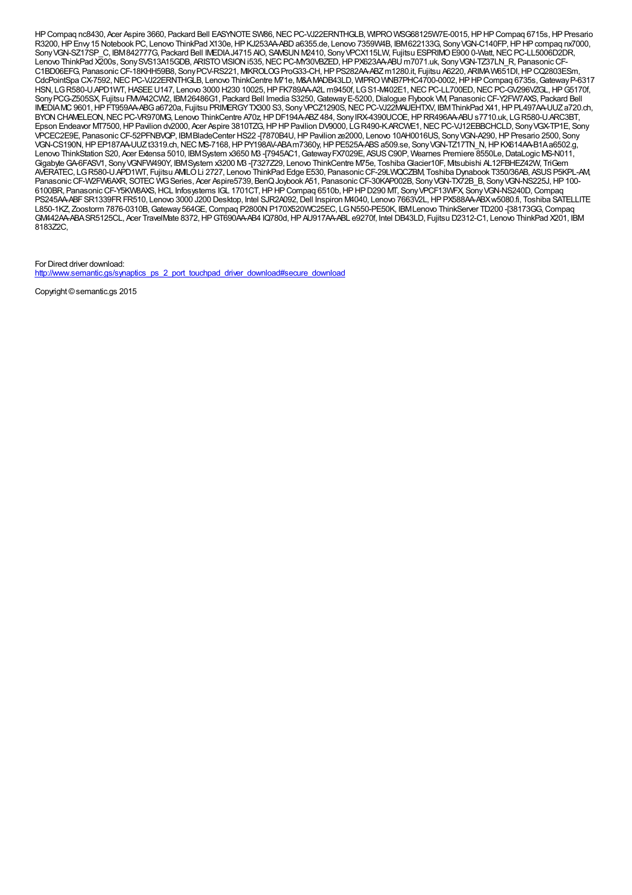HP Compaq nc8430, Acer Aspire 3660, Packard Bell EASYNOTE SW86, NEC PC-VJ22ERNTHGLB, WIPRO WSG68125W7E-0015, HP HP Compaq 6715s, HP Presario R3200, HP Envy 15 Notebook PC, Lenovo ThinkPad X130e, HP KJ253AA-ABD a6355.de, Lenovo 7359W4B, IBM 622133G, Sony VGN-C140FP, HP HP compaq nx7000, Sony VGN-SZ17SP_C, IBM 842777G, Packard Bell IMEDIA J4715 AIO, SAMSUN M2410, Sony VPCX115LW, Fujitsu ESPRIMO E900 0-Watt, NEC PC-LL5006D2DR, Lenovo ThinkPad X200s, Sony SVS13A15GDB, ARISTO VISION i535, NEC PC-MY30VBZED, HP PX623AA-ABU m7071.uk, Sony VGN-TZ37LN_R, Panasonic CF-C1BD06EFG, Panasonic CF-18KHH59B8, Sony PCV-RS221, MIKROLOG ProG33-CH, HP PS282AA-ABZ m1280.it, Fujitsu A6220, ARIMA W651DI, HP CQ2803ESm, CdcPointSpa CX-7592, NEC PC-VJ22ERNTHGLB, Lenovo ThinkCentre M71e, M&A MADB43LD, WIPRO WNB7PHC4700-0002, HP HP Compaq 6735s, Gateway P-6317 HSN, LG R580-U.APD1WT, HASEE U147, Lenovo 3000 H230 10025, HP FK789AA-A2L m9450f, LG S1-M402E1, NEC PC-LL700ED, NEC PC-GV296VZGL, HP G5170f, Sony PCG-Z505SX, Fujitsu FMVA42CW2, IBM 26486G1, Packard Bell Imedia S3250, Gateway E-5200, Dialogue Flybook VM, Panasonic CF-Y2FW7AXS, Packard Bell IMEDIA MC 9601, HP FT959AA-ABG a6720a, Fujitsu PRIMERGY TX300 S3, Sony VPCZ1290S, NEC PC-VJ22MAUEHTXV, IBM ThinkPad X41, HP PL497AA-UUZ a720.ch, BYON CHAMELEON, NEC PC-VR970MG, Lenovo ThinkCentre A70z, HP DF194A-ABZ 484, Sony IRX-4390UCOE, HP RR496AA-ABU s7710.uk, LG R580-U.ARC3BT, Epson Endeavor MT7500, HP Pavilion dv2000, Acer Aspire 3810TZG, HP HP Pavilion DV9000, LG R490-K.ARCWE1, NEC PC-VJ12EBBCHCLD, Sony VGX-TP1E, Sony VPCEC2E9E, Panasonic CF-52PFNBVQP, IBM BladeCenter HS22 -[7870B4U, HP Pavilion ze2000, Lenovo 10AH0016US, Sony VGN-A290, HP Presario 2500, Sony VGN-CS190N, HP EP187AA-UUZ t3319.ch, NEC MS-7168, HP PY198AV-ABA m7360y, HP PE525A-ABS a509.se, Sony VGN-TZ17TN_N, HP KX614AA-B1A a6502.g, Lenovo ThinkStation S20, Acer Extensa 5010, IBM System x3650 M3 -[7945AC1, Gateway FX7029E, ASUS C90P, Wearnes Premiere 8550Le, DataLogic MS-N011, Gigabyte GA-6FASV1, Sony VGNFW490Y, IBM System x3200 M3 -[7327Z29, Lenovo ThinkCentre M75e, Toshiba Glacier10F, Mitsubishi AL12FBHEZ42W, TriGem AVERATEC, LG R580-U.APD1WT, Fujitsu AMILO Li 2727, Lenovo ThinkPad Edge E530, Panasonic CF-29LWQCZBM, Toshiba Dynabook T350/36AB, ASUS P5KPL-AM, Panasonic CF-W2FW6AXR, SOTEC WG Series, Acer Aspire5739, BenQ Joybook A51, Panasonic CF-30KAP002B, Sony VGN-TX72B_B, Sony VGN-NS225J, HP 100-6100BR, Panasonic CF-Y5KW8AXS, HCL Infosystems IGL 1701CT, HP HP Compaq 6510b, HP HP D290 MT, Sony VPCF13WFX, Sony VGN-NS240D, Compaq PS245AA-ABF SR1339FR FR510, Lenovo 3000 J200 Desktop, Intel SJR2A092, Dell Inspiron M4040, Lenovo 7663V2L, HP PX588AA-ABX w5080.fi, Toshiba SATELLITE L850-1KZ, Zoostorm 7876-0310B, Gateway 564GE, Compaq P2800N P170X520WC25EC, LG N550-PE50K, IBM Lenovo ThinkServer TD200 -[38173GG, Compaq GM442AA-ABA SR5125CL, Acer TravelMate 8372, HP GT690AA-AB4 IQ780d, HP AU917AA-ABL e9270f, Intel DB43LD, Fujitsu D2312-C1, Lenovo ThinkPad X201, IBM 8183Z2C,

For Direct driver download:
http://www.semantic.gs/synaptics_ps_2_port_touchpad_driver_download#secure_download

Copyright © semantic.gs 2015